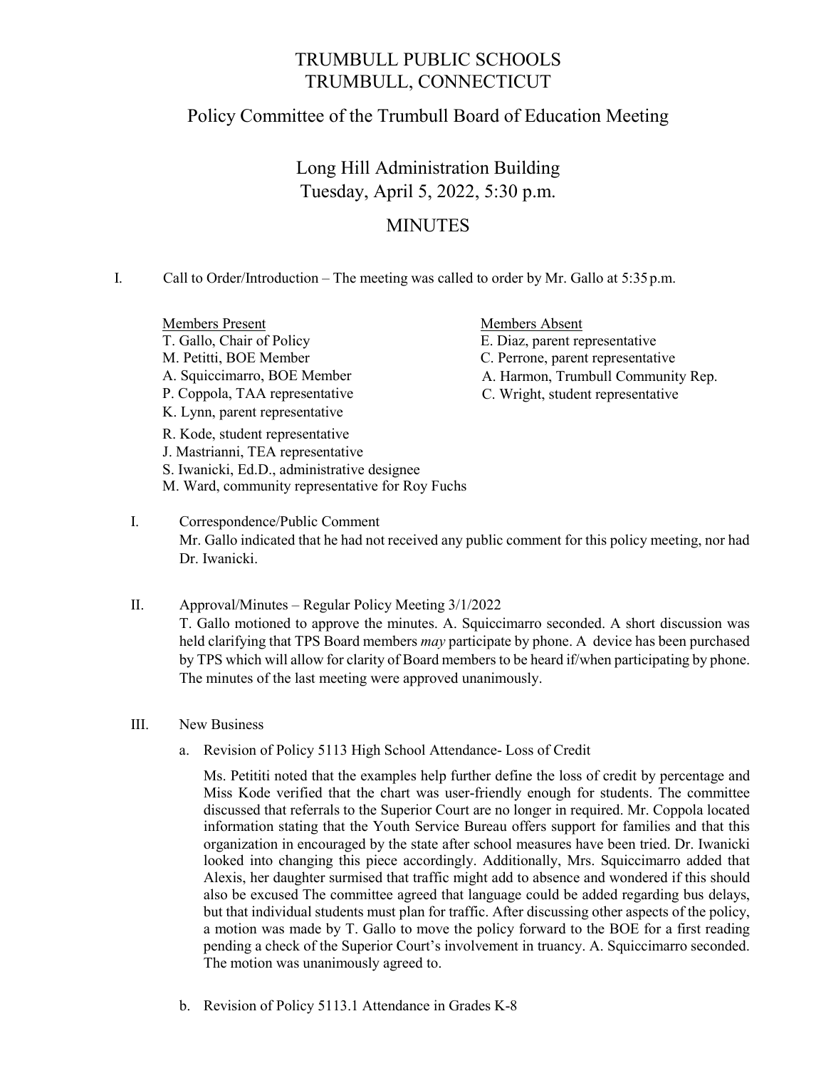# TRUMBULL PUBLIC SCHOOLS
# TRUMBULL, CONNECTICUT

## Policy Committee of the Trumbull Board of Education Meeting

## Long Hill Administration Building
## Tuesday, April 5, 2022, 5:30 p.m.

## MINUTES

I. Call to Order/Introduction – The meeting was called to order by Mr. Gallo at 5:35 p.m.

<u>Members Present</u>
T. Gallo, Chair of Policy
M. Petitti, BOE Member
A. Squiccimarro, BOE Member
P. Coppola, TAA representative
K. Lynn, parent representative
R. Kode, student representative
J. Mastrianni, TEA representative
S. Iwanicki, Ed.D., administrative designee
M. Ward, community representative for Roy Fuchs

<u>Members Absent</u>
E. Diaz, parent representative
C. Perrone, parent representative
A. Harmon, Trumbull Community Rep.
C. Wright, student representative

I. Correspondence/Public Comment
Mr. Gallo indicated that he had not received any public comment for this policy meeting, nor had Dr. Iwanicki.

II. Approval/Minutes – Regular Policy Meeting 3/1/2022
T. Gallo motioned to approve the minutes. A. Squiccimarro seconded. A short discussion was held clarifying that TPS Board members *may* participate by phone. A device has been purchased by TPS which will allow for clarity of Board members to be heard if/when participating by phone. The minutes of the last meeting were approved unanimously.

III. New Business

a. Revision of Policy 5113 High School Attendance- Loss of Credit

Ms. Petititi noted that the examples help further define the loss of credit by percentage and Miss Kode verified that the chart was user-friendly enough for students. The committee discussed that referrals to the Superior Court are no longer in required. Mr. Coppola located information stating that the Youth Service Bureau offers support for families and that this organization in encouraged by the state after school measures have been tried. Dr. Iwanicki looked into changing this piece accordingly. Additionally, Mrs. Squiccimarro added that Alexis, her daughter surmised that traffic might add to absence and wondered if this should also be excused The committee agreed that language could be added regarding bus delays, but that individual students must plan for traffic. After discussing other aspects of the policy, a motion was made by T. Gallo to move the policy forward to the BOE for a first reading pending a check of the Superior Court's involvement in truancy. A. Squiccimarro seconded. The motion was unanimously agreed to.

b. Revision of Policy 5113.1 Attendance in Grades K-8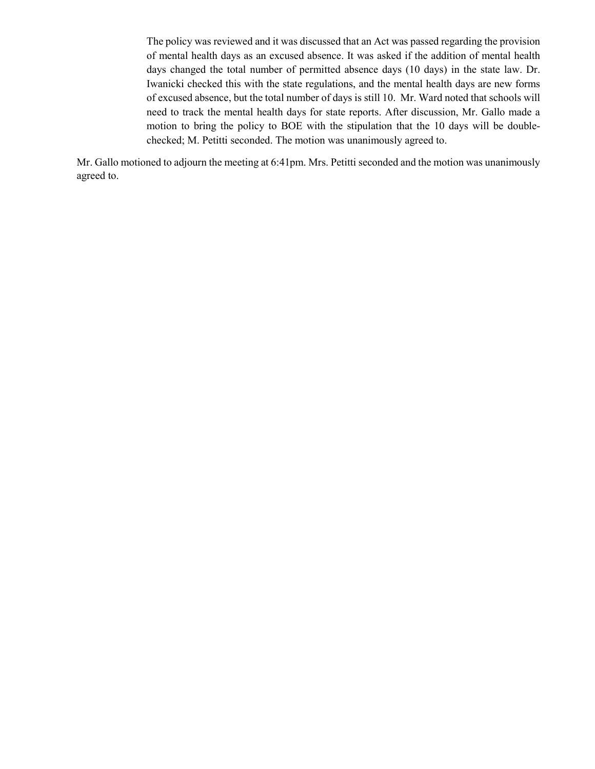The policy was reviewed and it was discussed that an Act was passed regarding the provision of mental health days as an excused absence. It was asked if the addition of mental health days changed the total number of permitted absence days (10 days) in the state law. Dr. Iwanicki checked this with the state regulations, and the mental health days are new forms of excused absence, but the total number of days is still 10. Mr. Ward noted that schools will need to track the mental health days for state reports. After discussion, Mr. Gallo made a motion to bring the policy to BOE with the stipulation that the 10 days will be double-checked; M. Petitti seconded. The motion was unanimously agreed to.

Mr. Gallo motioned to adjourn the meeting at 6:41pm. Mrs. Petitti seconded and the motion was unanimously agreed to.